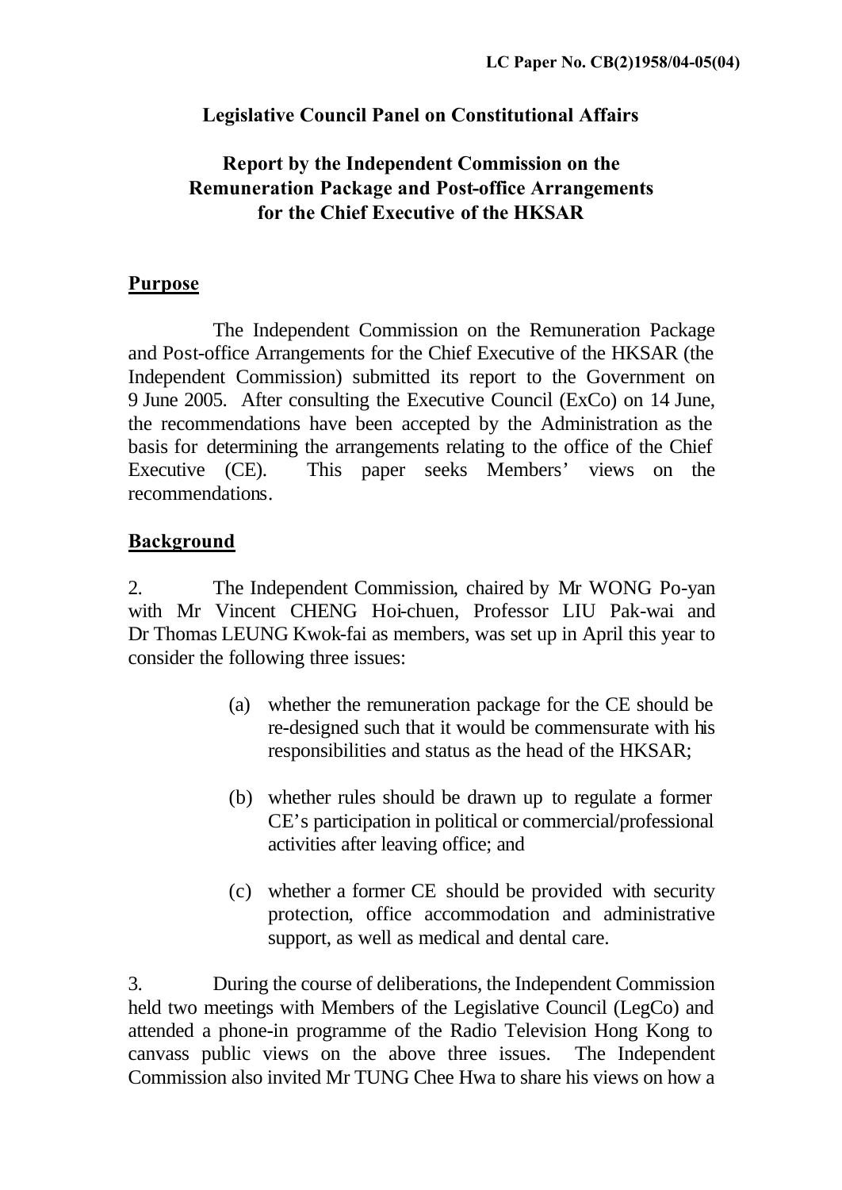**LC Paper No. CB(2)1958/04-05(04)**

**Legislative Council Panel on Constitutional Affairs**

**Report by the Independent Commission on the Remuneration Package and Post-office Arrangements for the Chief Executive of the HKSAR**

**Purpose**

The Independent Commission on the Remuneration Package and Post-office Arrangements for the Chief Executive of the HKSAR (the Independent Commission) submitted its report to the Government on 9 June 2005. After consulting the Executive Council (ExCo) on 14 June, the recommendations have been accepted by the Administration as the basis for determining the arrangements relating to the office of the Chief Executive (CE). This paper seeks Members' views on the recommendations.

**Background**

2. The Independent Commission, chaired by Mr WONG Po-yan with Mr Vincent CHENG Hoi-chuen, Professor LIU Pak-wai and Dr Thomas LEUNG Kwok-fai as members, was set up in April this year to consider the following three issues:

(a) whether the remuneration package for the CE should be re-designed such that it would be commensurate with his responsibilities and status as the head of the HKSAR;

(b) whether rules should be drawn up to regulate a former CE's participation in political or commercial/professional activities after leaving office; and

(c) whether a former CE should be provided with security protection, office accommodation and administrative support, as well as medical and dental care.

3. During the course of deliberations, the Independent Commission held two meetings with Members of the Legislative Council (LegCo) and attended a phone-in programme of the Radio Television Hong Kong to canvass public views on the above three issues. The Independent Commission also invited Mr TUNG Chee Hwa to share his views on how a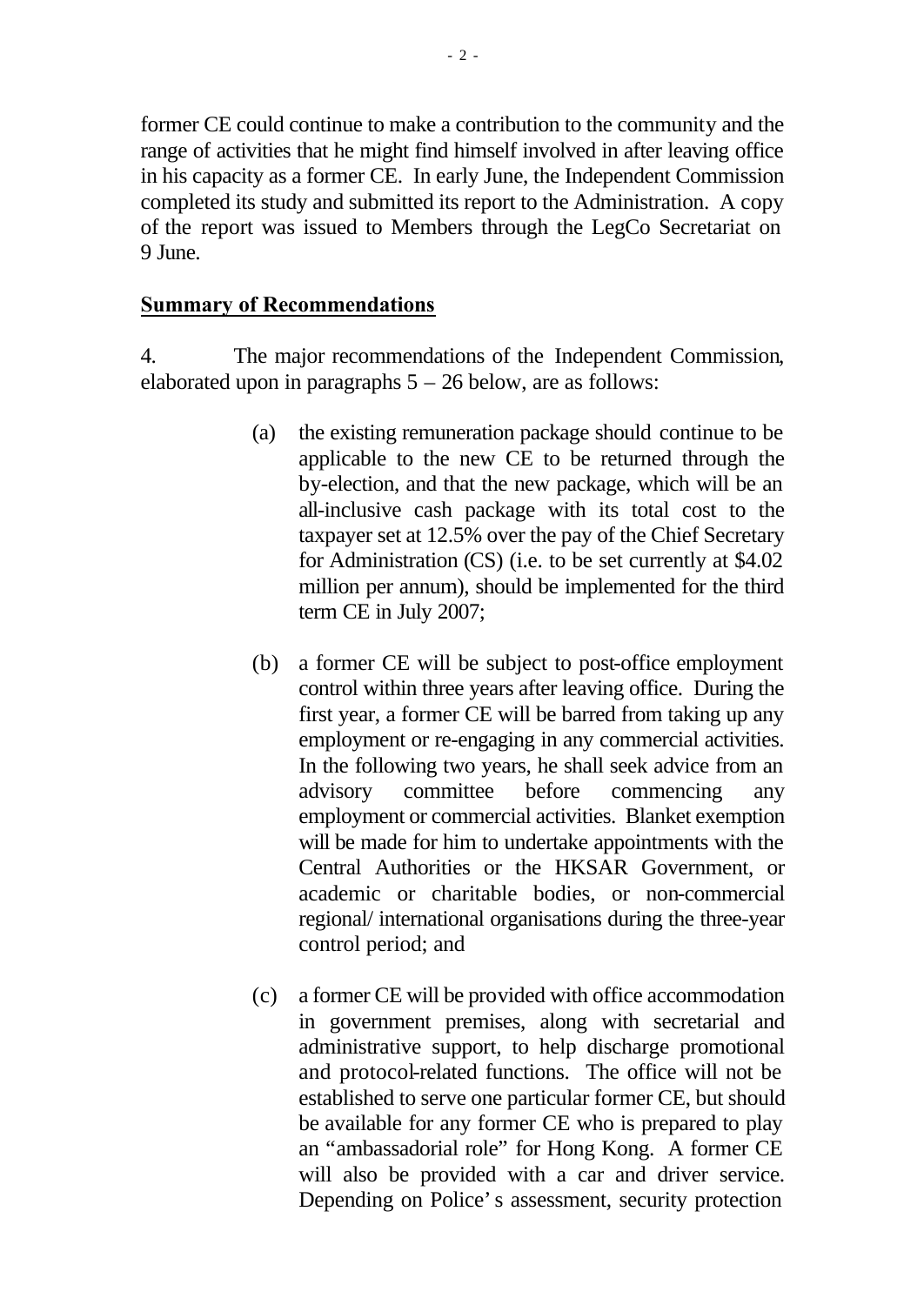former CE could continue to make a contribution to the community and the range of activities that he might find himself involved in after leaving office in his capacity as a former CE. In early June, the Independent Commission completed its study and submitted its report to the Administration. A copy of the report was issued to Members through the LegCo Secretariat on 9 June.

**Summary of Recommendations**

4. The major recommendations of the Independent Commission, elaborated upon in paragraphs 5 – 26 below, are as follows:

(a) the existing remuneration package should continue to be applicable to the new CE to be returned through the by-election, and that the new package, which will be an all-inclusive cash package with its total cost to the taxpayer set at 12.5% over the pay of the Chief Secretary for Administration (CS) (i.e. to be set currently at $4.02 million per annum), should be implemented for the third term CE in July 2007;

(b) a former CE will be subject to post-office employment control within three years after leaving office. During the first year, a former CE will be barred from taking up any employment or re-engaging in any commercial activities. In the following two years, he shall seek advice from an advisory committee before commencing any employment or commercial activities. Blanket exemption will be made for him to undertake appointments with the Central Authorities or the HKSAR Government, or academic or charitable bodies, or non-commercial regional/ international organisations during the three-year control period; and

(c) a former CE will be provided with office accommodation in government premises, along with secretarial and administrative support, to help discharge promotional and protocol-related functions. The office will not be established to serve one particular former CE, but should be available for any former CE who is prepared to play an "ambassadorial role" for Hong Kong. A former CE will also be provided with a car and driver service. Depending on Police's assessment, security protection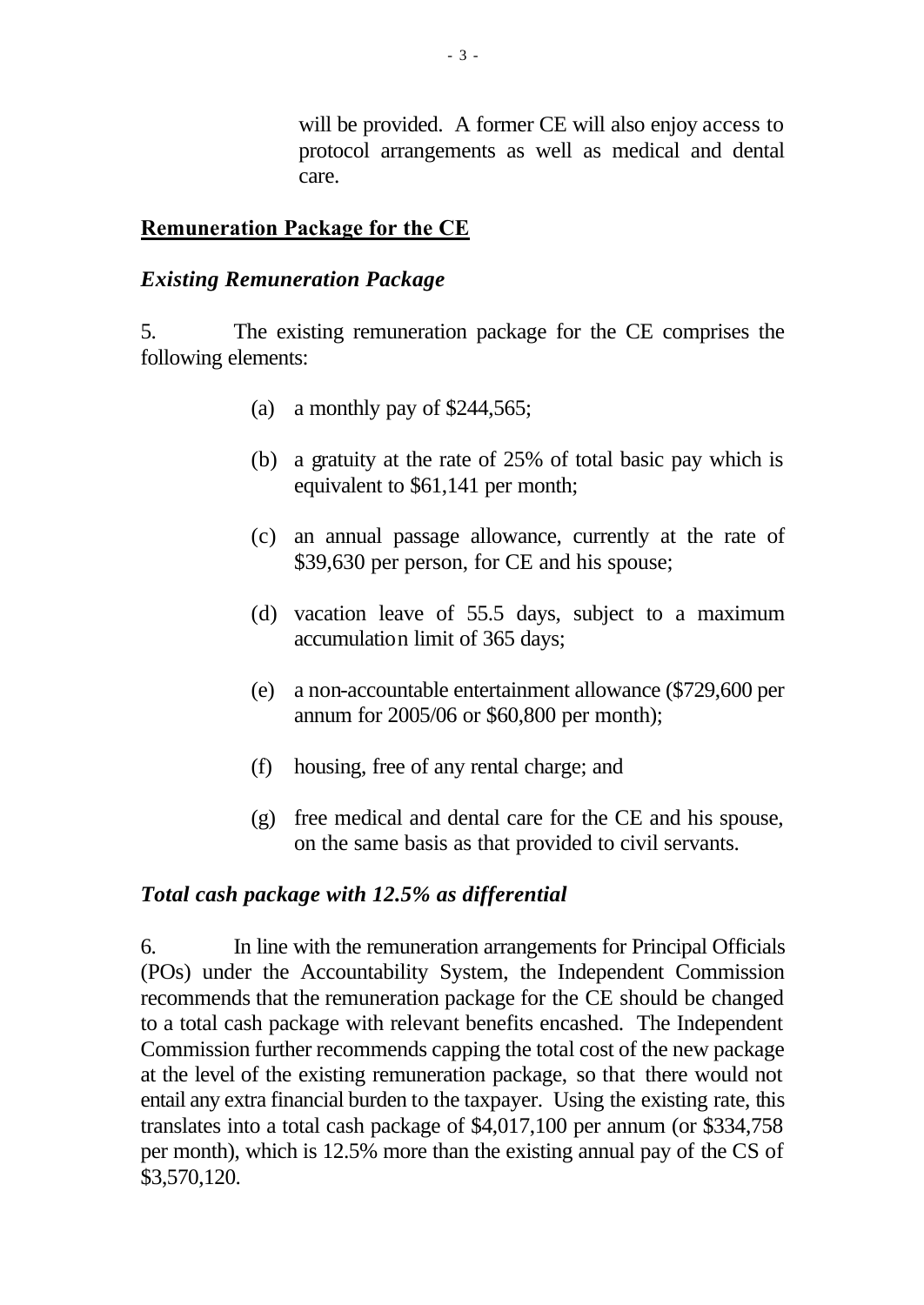will be provided. A former CE will also enjoy access to protocol arrangements as well as medical and dental care.

## **Remuneration Package for the CE**

### ***Existing Remuneration Package***

5. The existing remuneration package for the CE comprises the following elements:

(a) a monthly pay of $244,565;

(b) a gratuity at the rate of 25% of total basic pay which is equivalent to $61,141 per month;

(c) an annual passage allowance, currently at the rate of $39,630 per person, for CE and his spouse;

(d) vacation leave of 55.5 days, subject to a maximum accumulation limit of 365 days;

(e) a non-accountable entertainment allowance ($729,600 per annum for 2005/06 or $60,800 per month);

(f) housing, free of any rental charge; and

(g) free medical and dental care for the CE and his spouse, on the same basis as that provided to civil servants.

### ***Total cash package with 12.5% as differential***

6. In line with the remuneration arrangements for Principal Officials (POs) under the Accountability System, the Independent Commission recommends that the remuneration package for the CE should be changed to a total cash package with relevant benefits encashed. The Independent Commission further recommends capping the total cost of the new package at the level of the existing remuneration package, so that there would not entail any extra financial burden to the taxpayer. Using the existing rate, this translates into a total cash package of $4,017,100 per annum (or $334,758 per month), which is 12.5% more than the existing annual pay of the CS of $3,570,120.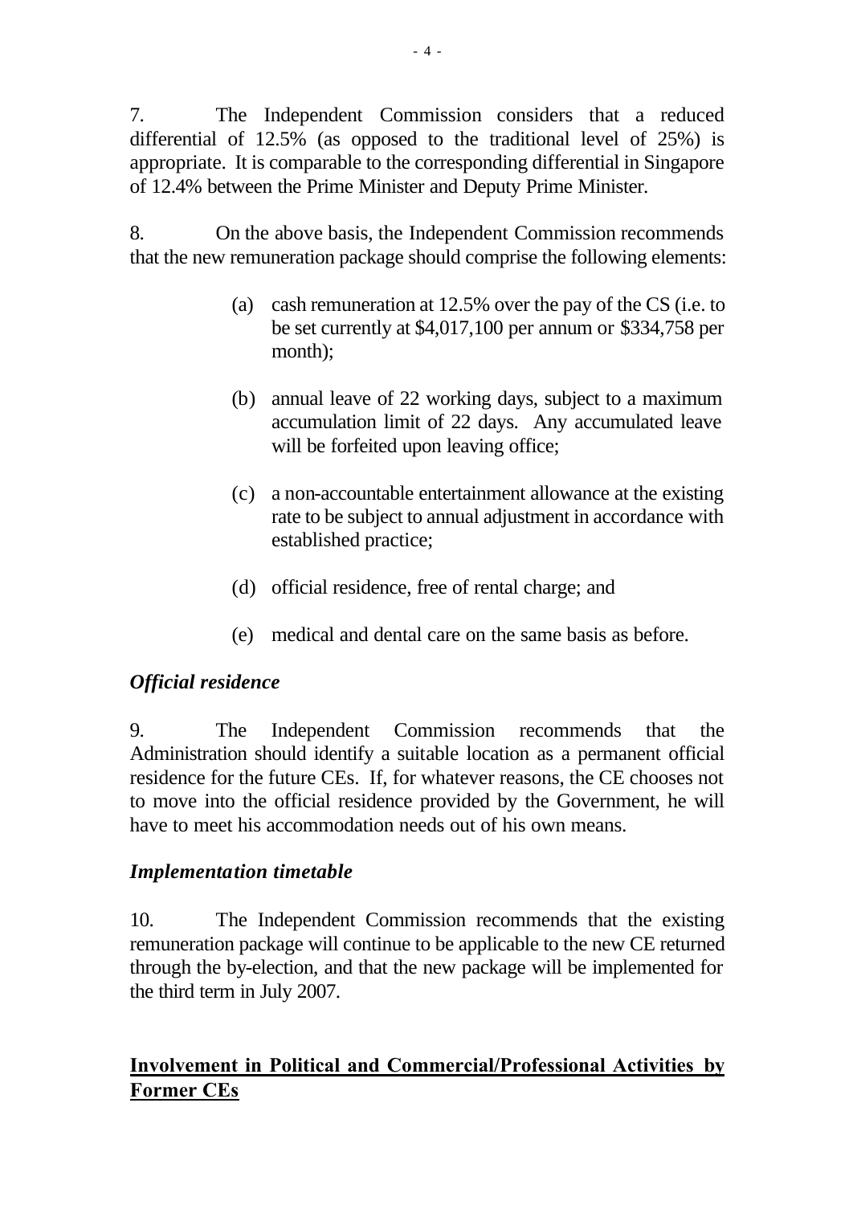7. The Independent Commission considers that a reduced differential of 12.5% (as opposed to the traditional level of 25%) is appropriate. It is comparable to the corresponding differential in Singapore of 12.4% between the Prime Minister and Deputy Prime Minister.

8. On the above basis, the Independent Commission recommends that the new remuneration package should comprise the following elements:

(a) cash remuneration at 12.5% over the pay of the CS (i.e. to be set currently at $4,017,100 per annum or $334,758 per month);

(b) annual leave of 22 working days, subject to a maximum accumulation limit of 22 days. Any accumulated leave will be forfeited upon leaving office;

(c) a non-accountable entertainment allowance at the existing rate to be subject to annual adjustment in accordance with established practice;

(d) official residence, free of rental charge; and

(e) medical and dental care on the same basis as before.

### *Official residence*

9. The Independent Commission recommends that the Administration should identify a suitable location as a permanent official residence for the future CEs. If, for whatever reasons, the CE chooses not to move into the official residence provided by the Government, he will have to meet his accommodation needs out of his own means.

### *Implementation timetable*

10. The Independent Commission recommends that the existing remuneration package will continue to be applicable to the new CE returned through the by-election, and that the new package will be implemented for the third term in July 2007.

## **Involvement in Political and Commercial/Professional Activities by Former CEs**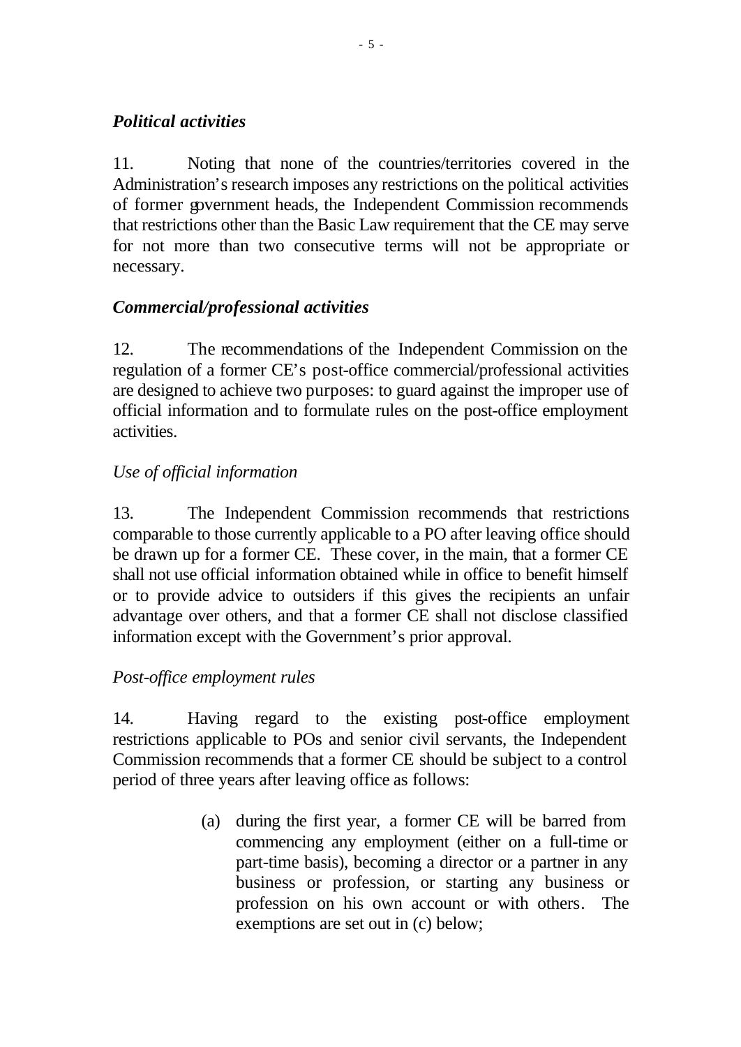### *Political activities*

11. Noting that none of the countries/territories covered in the Administration's research imposes any restrictions on the political activities of former government heads, the Independent Commission recommends that restrictions other than the Basic Law requirement that the CE may serve for not more than two consecutive terms will not be appropriate or necessary.

### *Commercial/professional activities*

12. The recommendations of the Independent Commission on the regulation of a former CE's post-office commercial/professional activities are designed to achieve two purposes: to guard against the improper use of official information and to formulate rules on the post-office employment activities.

*Use of official information*

13. The Independent Commission recommends that restrictions comparable to those currently applicable to a PO after leaving office should be drawn up for a former CE. These cover, in the main, that a former CE shall not use official information obtained while in office to benefit himself or to provide advice to outsiders if this gives the recipients an unfair advantage over others, and that a former CE shall not disclose classified information except with the Government's prior approval.

*Post-office employment rules*

14. Having regard to the existing post-office employment restrictions applicable to POs and senior civil servants, the Independent Commission recommends that a former CE should be subject to a control period of three years after leaving office as follows:

(a) during the first year, a former CE will be barred from commencing any employment (either on a full-time or part-time basis), becoming a director or a partner in any business or profession, or starting any business or profession on his own account or with others. The exemptions are set out in (c) below;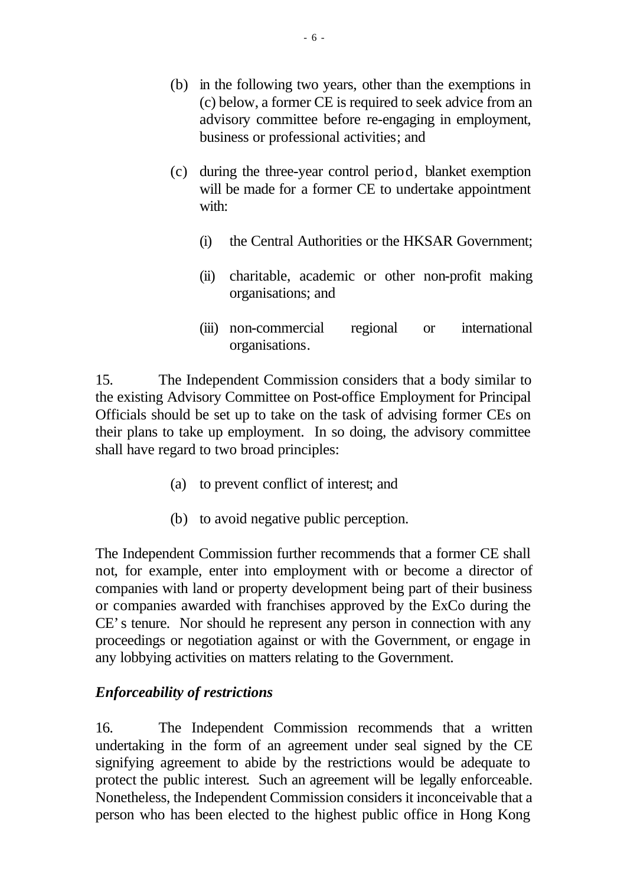(b) in the following two years, other than the exemptions in (c) below, a former CE is required to seek advice from an advisory committee before re-engaging in employment, business or professional activities; and

(c) during the three-year control period, blanket exemption will be made for a former CE to undertake appointment with:

   (i) the Central Authorities or the HKSAR Government;

   (ii) charitable, academic or other non-profit making organisations; and

   (iii) non-commercial regional or international organisations.

15. The Independent Commission considers that a body similar to the existing Advisory Committee on Post-office Employment for Principal Officials should be set up to take on the task of advising former CEs on their plans to take up employment. In so doing, the advisory committee shall have regard to two broad principles:

(a) to prevent conflict of interest; and

(b) to avoid negative public perception.

The Independent Commission further recommends that a former CE shall not, for example, enter into employment with or become a director of companies with land or property development being part of their business or companies awarded with franchises approved by the ExCo during the CE's tenure. Nor should he represent any person in connection with any proceedings or negotiation against or with the Government, or engage in any lobbying activities on matters relating to the Government.

### *Enforceability of restrictions*

16. The Independent Commission recommends that a written undertaking in the form of an agreement under seal signed by the CE signifying agreement to abide by the restrictions would be adequate to protect the public interest. Such an agreement will be legally enforceable. Nonetheless, the Independent Commission considers it inconceivable that a person who has been elected to the highest public office in Hong Kong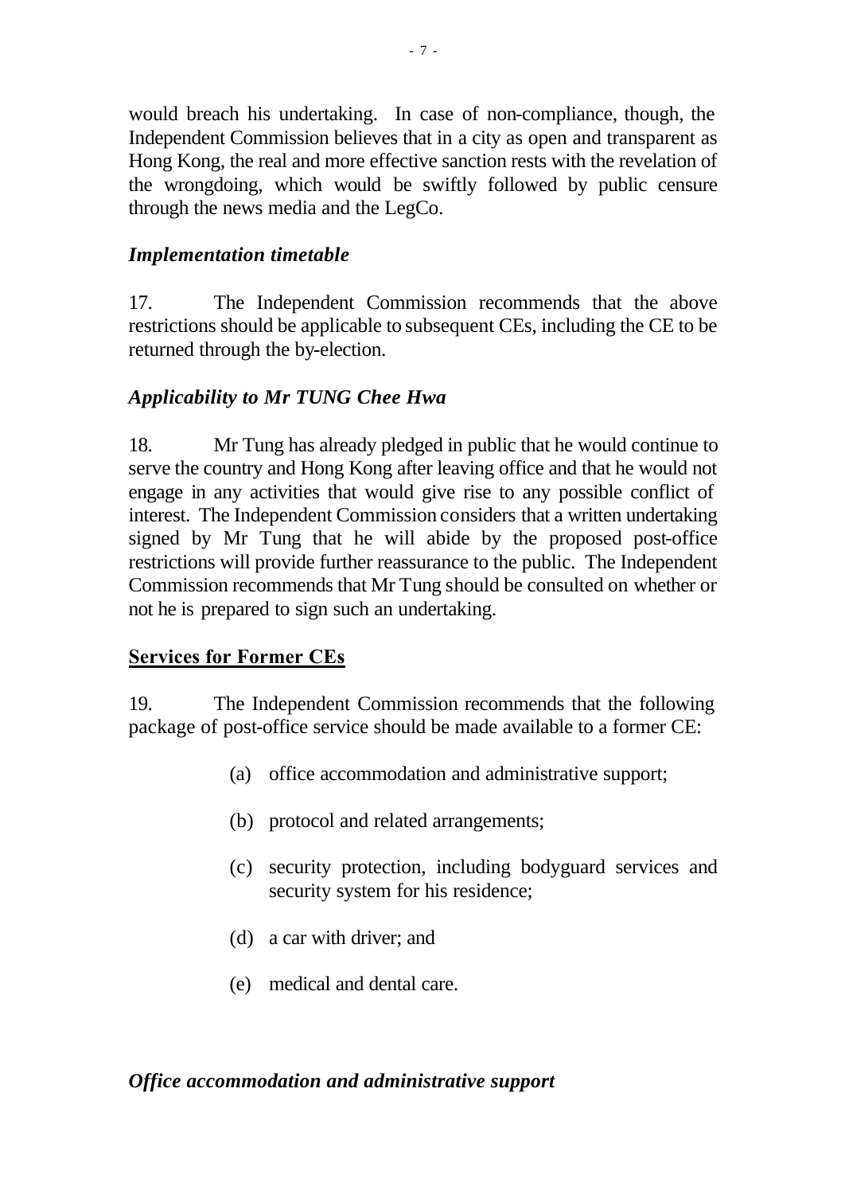would breach his undertaking. In case of non-compliance, though, the Independent Commission believes that in a city as open and transparent as Hong Kong, the real and more effective sanction rests with the revelation of the wrongdoing, which would be swiftly followed by public censure through the news media and the LegCo.

### *Implementation timetable*

17. The Independent Commission recommends that the above restrictions should be applicable to subsequent CEs, including the CE to be returned through the by-election.

### *Applicability to Mr TUNG Chee Hwa*

18. Mr Tung has already pledged in public that he would continue to serve the country and Hong Kong after leaving office and that he would not engage in any activities that would give rise to any possible conflict of interest. The Independent Commission considers that a written undertaking signed by Mr Tung that he will abide by the proposed post-office restrictions will provide further reassurance to the public. The Independent Commission recommends that Mr Tung should be consulted on whether or not he is prepared to sign such an undertaking.

## <u>**Services for Former CEs**</u>

19. The Independent Commission recommends that the following package of post-office service should be made available to a former CE:

- (a) office accommodation and administrative support;
- (b) protocol and related arrangements;
- (c) security protection, including bodyguard services and security system for his residence;
- (d) a car with driver; and
- (e) medical and dental care.

### *Office accommodation and administrative support*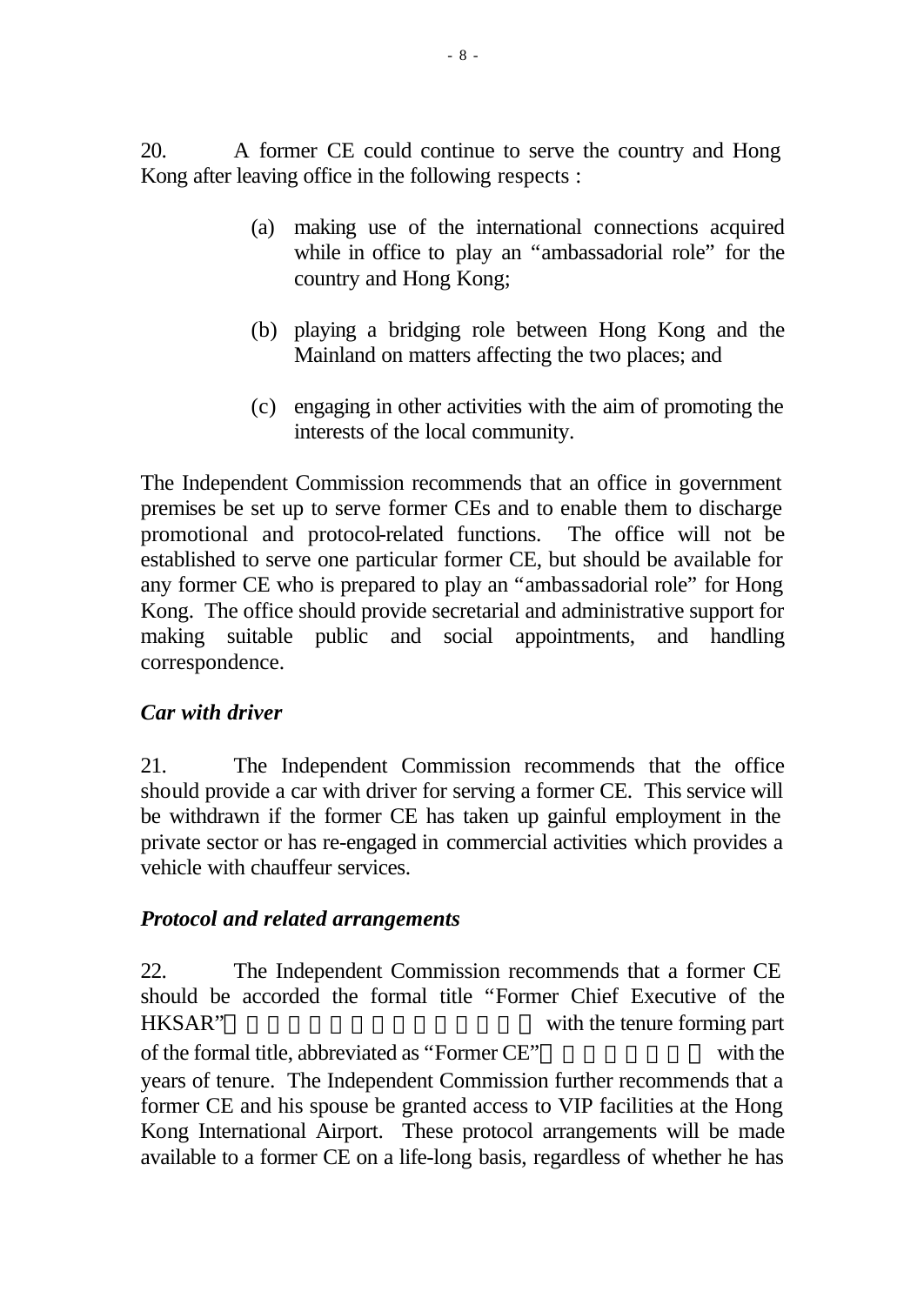20. A former CE could continue to serve the country and Hong Kong after leaving office in the following respects :

(a) making use of the international connections acquired while in office to play an "ambassadorial role" for the country and Hong Kong;

(b) playing a bridging role between Hong Kong and the Mainland on matters affecting the two places; and

(c) engaging in other activities with the aim of promoting the interests of the local community.

The Independent Commission recommends that an office in government premises be set up to serve former CEs and to enable them to discharge promotional and protocol-related functions. The office will not be established to serve one particular former CE, but should be available for any former CE who is prepared to play an "ambassadorial role" for Hong Kong. The office should provide secretarial and administrative support for making suitable public and social appointments, and handling correspondence.

### *Car with driver*

21. The Independent Commission recommends that the office should provide a car with driver for serving a former CE. This service will be withdrawn if the former CE has taken up gainful employment in the private sector or has re-engaged in commercial activities which provides a vehicle with chauffeur services.

### *Protocol and related arrangements*

22. The Independent Commission recommends that a former CE should be accorded the formal title "Former Chief Executive of the HKSAR" with the tenure forming part of the formal title, abbreviated as "Former CE" with the years of tenure. The Independent Commission further recommends that a former CE and his spouse be granted access to VIP facilities at the Hong Kong International Airport. These protocol arrangements will be made available to a former CE on a life-long basis, regardless of whether he has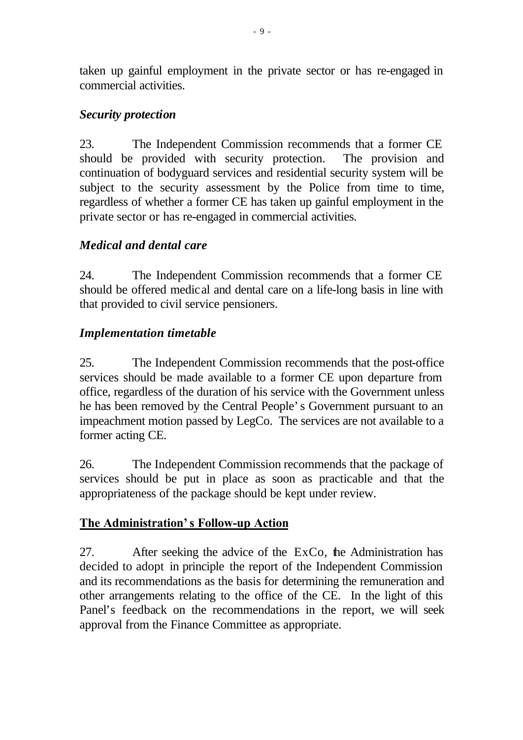taken up gainful employment in the private sector or has re-engaged in commercial activities.

### *Security protection*

23. The Independent Commission recommends that a former CE should be provided with security protection. The provision and continuation of bodyguard services and residential security system will be subject to the security assessment by the Police from time to time, regardless of whether a former CE has taken up gainful employment in the private sector or has re-engaged in commercial activities.

### *Medical and dental care*

24. The Independent Commission recommends that a former CE should be offered medical and dental care on a life-long basis in line with that provided to civil service pensioners.

### *Implementation timetable*

25. The Independent Commission recommends that the post-office services should be made available to a former CE upon departure from office, regardless of the duration of his service with the Government unless he has been removed by the Central People's Government pursuant to an impeachment motion passed by LegCo. The services are not available to a former acting CE.

26. The Independent Commission recommends that the package of services should be put in place as soon as practicable and that the appropriateness of the package should be kept under review.

## **The Administration's Follow-up Action**

27. After seeking the advice of the ExCo, the Administration has decided to adopt in principle the report of the Independent Commission and its recommendations as the basis for determining the remuneration and other arrangements relating to the office of the CE. In the light of this Panel's feedback on the recommendations in the report, we will seek approval from the Finance Committee as appropriate.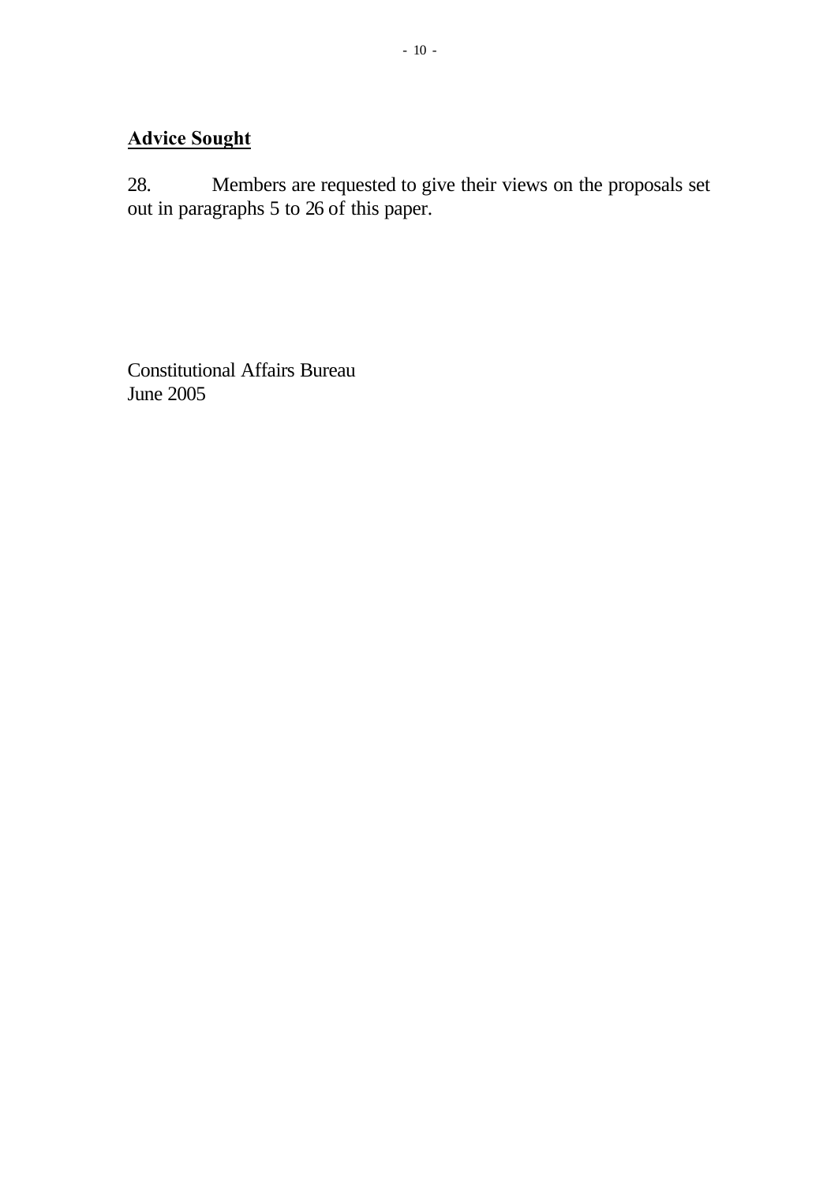## Advice Sought

28. Members are requested to give their views on the proposals set out in paragraphs 5 to 26 of this paper.

Constitutional Affairs Bureau
June 2005